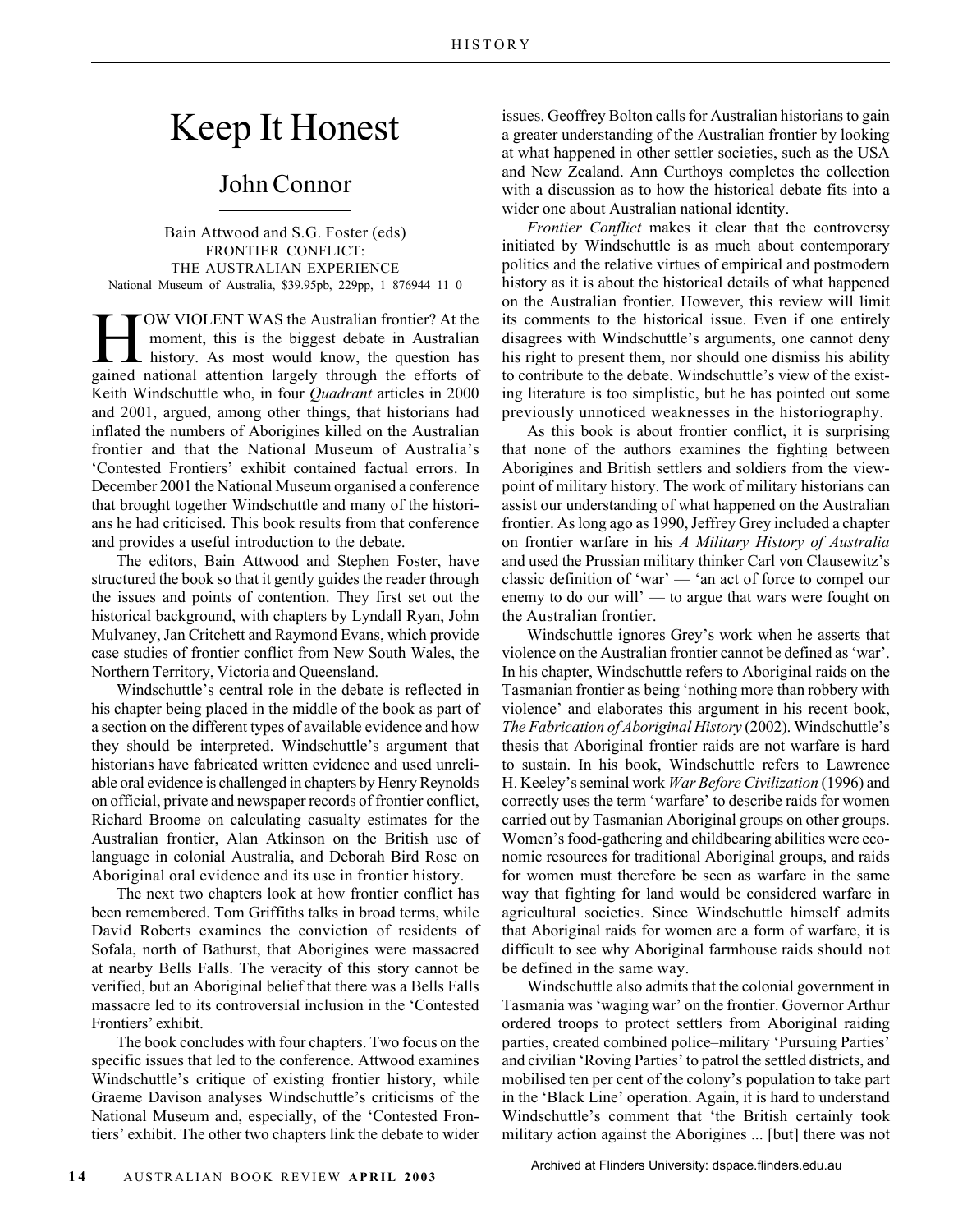# Keep It Honest

## John Connor

Bain Attwood and S.G. Foster (eds)
FRONTIER CONFLICT:
THE AUSTRALIAN EXPERIENCE
National Museum of Australia, $39.95pb, 229pp, 1 876944 11 0

HOW VIOLENT WAS the Australian frontier? At the moment, this is the biggest debate in Australian history. As most would know, the question has gained national attention largely through the efforts of Keith Windschuttle who, in four *Quadrant* articles in 2000 and 2001, argued, among other things, that historians had inflated the numbers of Aborigines killed on the Australian frontier and that the National Museum of Australia's 'Contested Frontiers' exhibit contained factual errors. In December 2001 the National Museum organised a conference that brought together Windschuttle and many of the historians he had criticised. This book results from that conference and provides a useful introduction to the debate.

The editors, Bain Attwood and Stephen Foster, have structured the book so that it gently guides the reader through the issues and points of contention. They first set out the historical background, with chapters by Lyndall Ryan, John Mulvaney, Jan Critchett and Raymond Evans, which provide case studies of frontier conflict from New South Wales, the Northern Territory, Victoria and Queensland.

Windschuttle's central role in the debate is reflected in his chapter being placed in the middle of the book as part of a section on the different types of available evidence and how they should be interpreted. Windschuttle's argument that historians have fabricated written evidence and used unreliable oral evidence is challenged in chapters by Henry Reynolds on official, private and newspaper records of frontier conflict, Richard Broome on calculating casualty estimates for the Australian frontier, Alan Atkinson on the British use of language in colonial Australia, and Deborah Bird Rose on Aboriginal oral evidence and its use in frontier history.

The next two chapters look at how frontier conflict has been remembered. Tom Griffiths talks in broad terms, while David Roberts examines the conviction of residents of Sofala, north of Bathurst, that Aborigines were massacred at nearby Bells Falls. The veracity of this story cannot be verified, but an Aboriginal belief that there was a Bells Falls massacre led to its controversial inclusion in the 'Contested Frontiers' exhibit.

The book concludes with four chapters. Two focus on the specific issues that led to the conference. Attwood examines Windschuttle's critique of existing frontier history, while Graeme Davison analyses Windschuttle's criticisms of the National Museum and, especially, of the 'Contested Frontiers' exhibit. The other two chapters link the debate to wider issues. Geoffrey Bolton calls for Australian historians to gain a greater understanding of the Australian frontier by looking at what happened in other settler societies, such as the USA and New Zealand. Ann Curthoys completes the collection with a discussion as to how the historical debate fits into a wider one about Australian national identity.

*Frontier Conflict* makes it clear that the controversy initiated by Windschuttle is as much about contemporary politics and the relative virtues of empirical and postmodern history as it is about the historical details of what happened on the Australian frontier. However, this review will limit its comments to the historical issue. Even if one entirely disagrees with Windschuttle's arguments, one cannot deny his right to present them, nor should one dismiss his ability to contribute to the debate. Windschuttle's view of the existing literature is too simplistic, but he has pointed out some previously unnoticed weaknesses in the historiography.

As this book is about frontier conflict, it is surprising that none of the authors examines the fighting between Aborigines and British settlers and soldiers from the viewpoint of military history. The work of military historians can assist our understanding of what happened on the Australian frontier. As long ago as 1990, Jeffrey Grey included a chapter on frontier warfare in his *A Military History of Australia* and used the Prussian military thinker Carl von Clausewitz's classic definition of 'war' — 'an act of force to compel our enemy to do our will' — to argue that wars were fought on the Australian frontier.

Windschuttle ignores Grey's work when he asserts that violence on the Australian frontier cannot be defined as 'war'. In his chapter, Windschuttle refers to Aboriginal raids on the Tasmanian frontier as being 'nothing more than robbery with violence' and elaborates this argument in his recent book, *The Fabrication of Aboriginal History* (2002). Windschuttle's thesis that Aboriginal frontier raids are not warfare is hard to sustain. In his book, Windschuttle refers to Lawrence H. Keeley's seminal work *War Before Civilization* (1996) and correctly uses the term 'warfare' to describe raids for women carried out by Tasmanian Aboriginal groups on other groups. Women's food-gathering and childbearing abilities were economic resources for traditional Aboriginal groups, and raids for women must therefore be seen as warfare in the same way that fighting for land would be considered warfare in agricultural societies. Since Windschuttle himself admits that Aboriginal raids for women are a form of warfare, it is difficult to see why Aboriginal farmhouse raids should not be defined in the same way.

Windschuttle also admits that the colonial government in Tasmania was 'waging war' on the frontier. Governor Arthur ordered troops to protect settlers from Aboriginal raiding parties, created combined police–military 'Pursuing Parties' and civilian 'Roving Parties' to patrol the settled districts, and mobilised ten per cent of the colony's population to take part in the 'Black Line' operation. Again, it is hard to understand Windschuttle's comment that 'the British certainly took military action against the Aborigines ... [but] there was not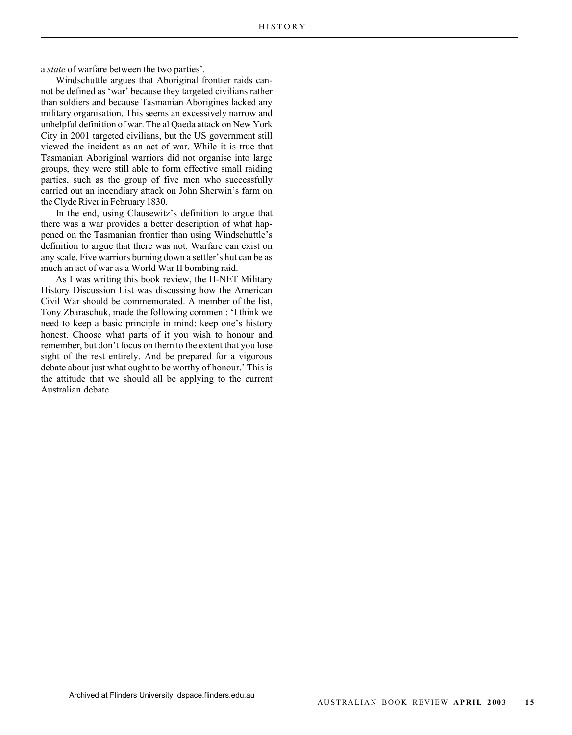a *state* of warfare between the two parties'.

Windschuttle argues that Aboriginal frontier raids cannot be defined as 'war' because they targeted civilians rather than soldiers and because Tasmanian Aborigines lacked any military organisation. This seems an excessively narrow and unhelpful definition of war. The al Qaeda attack on New York City in 2001 targeted civilians, but the US government still viewed the incident as an act of war. While it is true that Tasmanian Aboriginal warriors did not organise into large groups, they were still able to form effective small raiding parties, such as the group of five men who successfully carried out an incendiary attack on John Sherwin's farm on the Clyde River in February 1830.

In the end, using Clausewitz's definition to argue that there was a war provides a better description of what happened on the Tasmanian frontier than using Windschuttle's definition to argue that there was not. Warfare can exist on any scale. Five warriors burning down a settler's hut can be as much an act of war as a World War II bombing raid.

As I was writing this book review, the H-NET Military History Discussion List was discussing how the American Civil War should be commemorated. A member of the list, Tony Zbaraschuk, made the following comment: 'I think we need to keep a basic principle in mind: keep one's history honest. Choose what parts of it you wish to honour and remember, but don't focus on them to the extent that you lose sight of the rest entirely. And be prepared for a vigorous debate about just what ought to be worthy of honour.' This is the attitude that we should all be applying to the current Australian debate.

Archived at Flinders University: dspace.flinders.edu.au